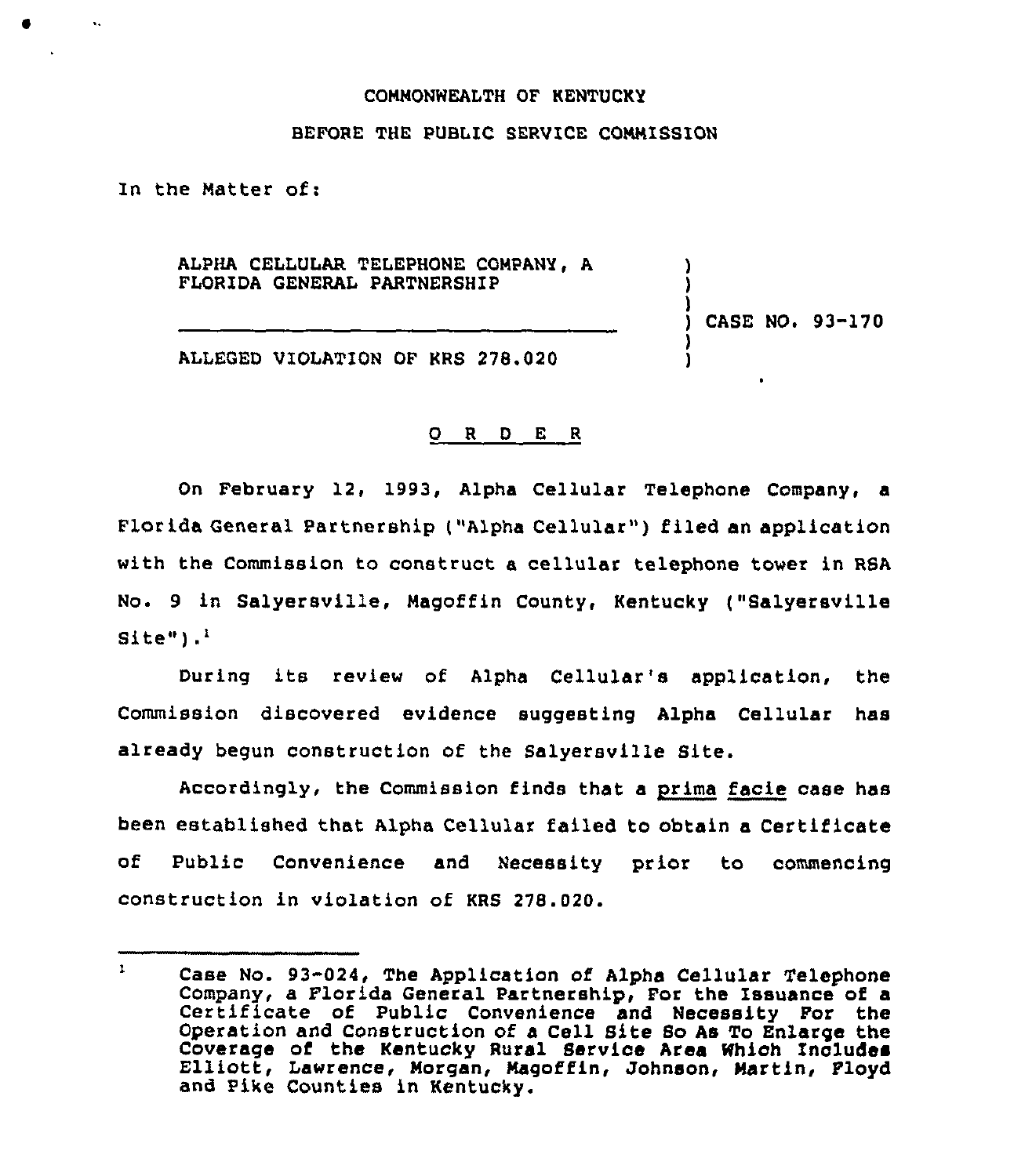COMMONWEALTH OF KENTUCKY

BEFORE THE PUBLIC SERVICE COMMISSION

In the Matter of:

| | |
|---|---|
| ALPHA CELLULAR TELEPHONE COMPANY, A FLORIDA GENERAL PARTNERSHIP | CASE NO. 93-170 |
| ALLEGED VIOLATION OF KRS 278.020 | |

O R D E R

On February 12, 1993, Alpha Cellular Telephone Company, a Florida General Partnership ("Alpha Cellular") filed an application with the Commission to construct a cellular telephone tower in RSA No. 9 in Salyersville, Magoffin County, Kentucky ("Salyersville Site").[1]

During its review of Alpha Cellular's application, the Commission discovered evidence suggesting Alpha Cellular has already begun construction of the Salyersville Site.

Accordingly, the Commission finds that a prima facie case has been established that Alpha Cellular failed to obtain a Certificate of Public Convenience and Necessity prior to commencing construction in violation of KRS 278.020.

---

[1] Case No. 93-024, The Application of Alpha Cellular Telephone Company, a Florida General Partnership, For the Issuance of a Certificate of Public Convenience and Necessity For the Operation and Construction of a Cell Site So As To Enlarge the Coverage of the Kentucky Rural Service Area Which Includes Elliott, Lawrence, Morgan, Magoffin, Johnson, Martin, Floyd and Pike Counties in Kentucky.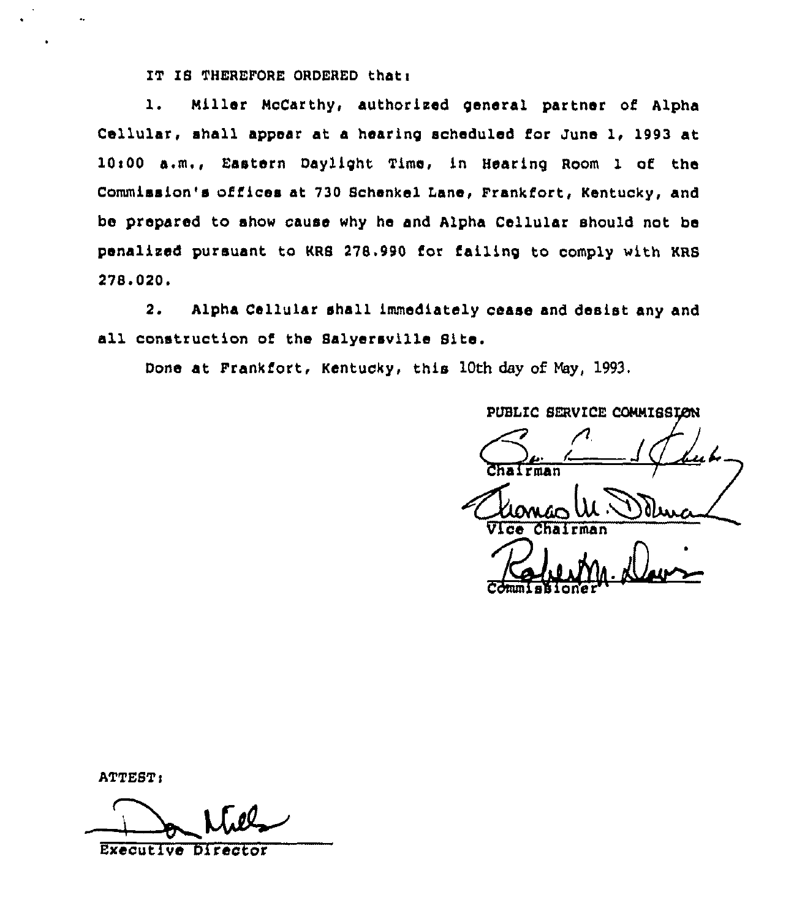IT IS THEREFORE ORDERED that:

1. Miller McCarthy, authorized general partner of Alpha Cellular, shall appear at a hearing scheduled for June 1, 1993 at 10:00 a.m., Eastern Daylight Time, in Hearing Room 1 of the Commission's offices at 730 Schenkel Lane, Frankfort, Kentucky, and be prepared to show cause why he and Alpha Cellular should not be penalized pursuant to KRS 278.990 for failing to comply with KRS 278.020.

2. Alpha Cellular shall immediately cease and desist any and all construction of the Salyersville Site.

Done at Frankfort, Kentucky, this 10th day of May, 1993.

PUBLIC SERVICE COMMISSION

Chairman

Vice Chairman

Commissioner

ATTEST:

Executive Director